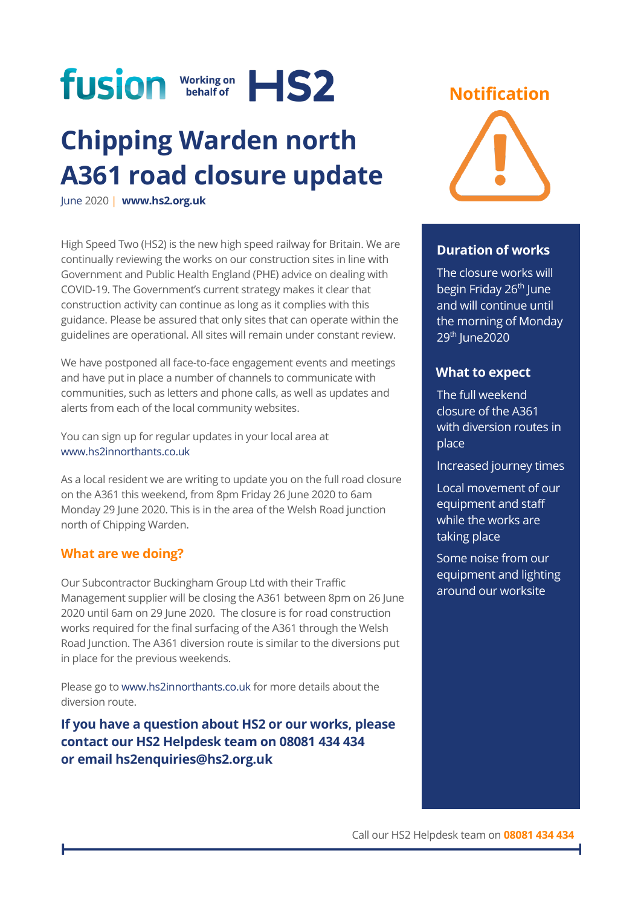fusion Working on behalf of HS2

# Chipping Warden north A361 road closure update

June 2020 | **www.hs2.org.uk**

## Notification

High Speed Two (HS2) is the new high speed railway for Britain. We are continually reviewing the works on our construction sites in line with Government and Public Health England (PHE) advice on dealing with COVID-19. The Government's current strategy makes it clear that construction activity can continue as long as it complies with this guidance. Please be assured that only sites that can operate within the guidelines are operational. All sites will remain under constant review.

We have postponed all face-to-face engagement events and meetings and have put in place a number of channels to communicate with communities, such as letters and phone calls, as well as updates and alerts from each of the local community websites.

You can sign up for regular updates in your local area at www.hs2innorthants.co.uk

As a local resident we are writing to update you on the full road closure on the A361 this weekend, from 8pm Friday 26 June 2020 to 6am Monday 29 June 2020. This is in the area of the Welsh Road junction north of Chipping Warden.

### What are we doing?

Our Subcontractor Buckingham Group Ltd with their Traffic Management supplier will be closing the A361 between 8pm on 26 June 2020 until 6am on 29 June 2020. The closure is for road construction works required for the final surfacing of the A361 through the Welsh Road Junction. The A361 diversion route is similar to the diversions put in place for the previous weekends.

Please go to www.hs2innorthants.co.uk for more details about the diversion route.

**If you have a question about HS2 or our works, please contact our HS2 Helpdesk team on 08081 434 434 or email hs2enquiries@hs2.org.uk**

### Duration of works

The closure works will begin Friday 26th June and will continue until the morning of Monday 29th June2020

### What to expect

The full weekend closure of the A361 with diversion routes in place

Increased journey times

Local movement of our equipment and staff while the works are taking place

Some noise from our equipment and lighting around our worksite

Call our HS2 Helpdesk team on **08081 434 434**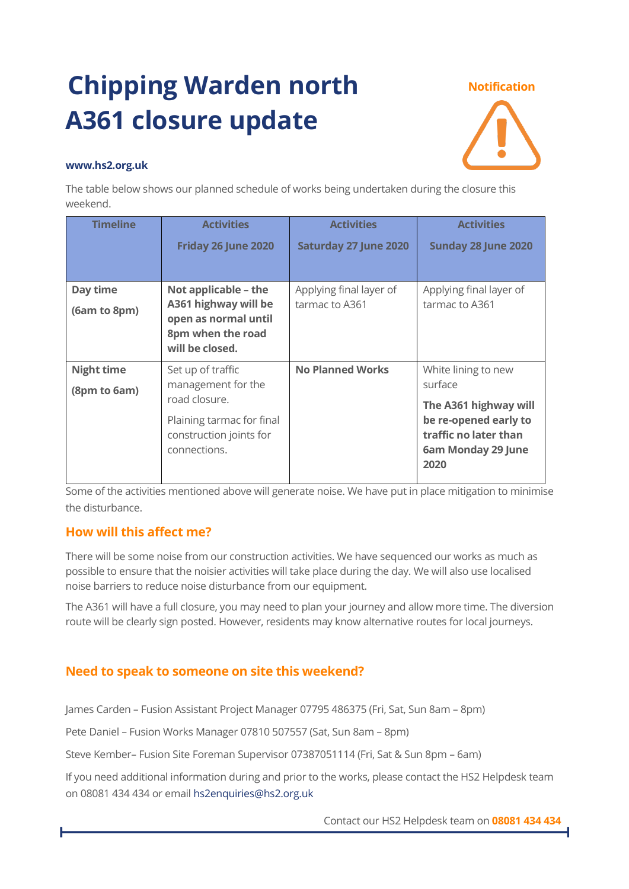# Chipping Warden north A361 closure update

**Notification**

**www.hs2.org.uk**

The table below shows our planned schedule of works being undertaken during the closure this weekend.

| Timeline | Activities Friday 26 June 2020 | Activities Saturday 27 June 2020 | Activities Sunday 28 June 2020 |
|---|---|---|---|
| **Day time (6am to 8pm)** | **Not applicable – the A361 highway will be open as normal until 8pm when the road will be closed.** | Applying final layer of tarmac to A361 | Applying final layer of tarmac to A361 |
| **Night time (8pm to 6am)** | Set up of traffic management for the road closure. Plaining tarmac for final construction joints for connections. | **No Planned Works** | White lining to new surface **The A361 highway will be re-opened early to traffic no later than 6am Monday 29 June 2020** |

Some of the activities mentioned above will generate noise. We have put in place mitigation to minimise the disturbance.

## How will this affect me?

There will be some noise from our construction activities. We have sequenced our works as much as possible to ensure that the noisier activities will take place during the day. We will also use localised noise barriers to reduce noise disturbance from our equipment.

The A361 will have a full closure, you may need to plan your journey and allow more time. The diversion route will be clearly sign posted. However, residents may know alternative routes for local journeys.

## Need to speak to someone on site this weekend?

James Carden – Fusion Assistant Project Manager 07795 486375 (Fri, Sat, Sun 8am – 8pm)

Pete Daniel – Fusion Works Manager 07810 507557 (Sat, Sun 8am – 8pm)

Steve Kember– Fusion Site Foreman Supervisor 07387051114 (Fri, Sat & Sun 8pm – 6am)

If you need additional information during and prior to the works, please contact the HS2 Helpdesk team on 08081 434 434 or email hs2enquiries@hs2.org.uk

Contact our HS2 Helpdesk team on **08081 434 434**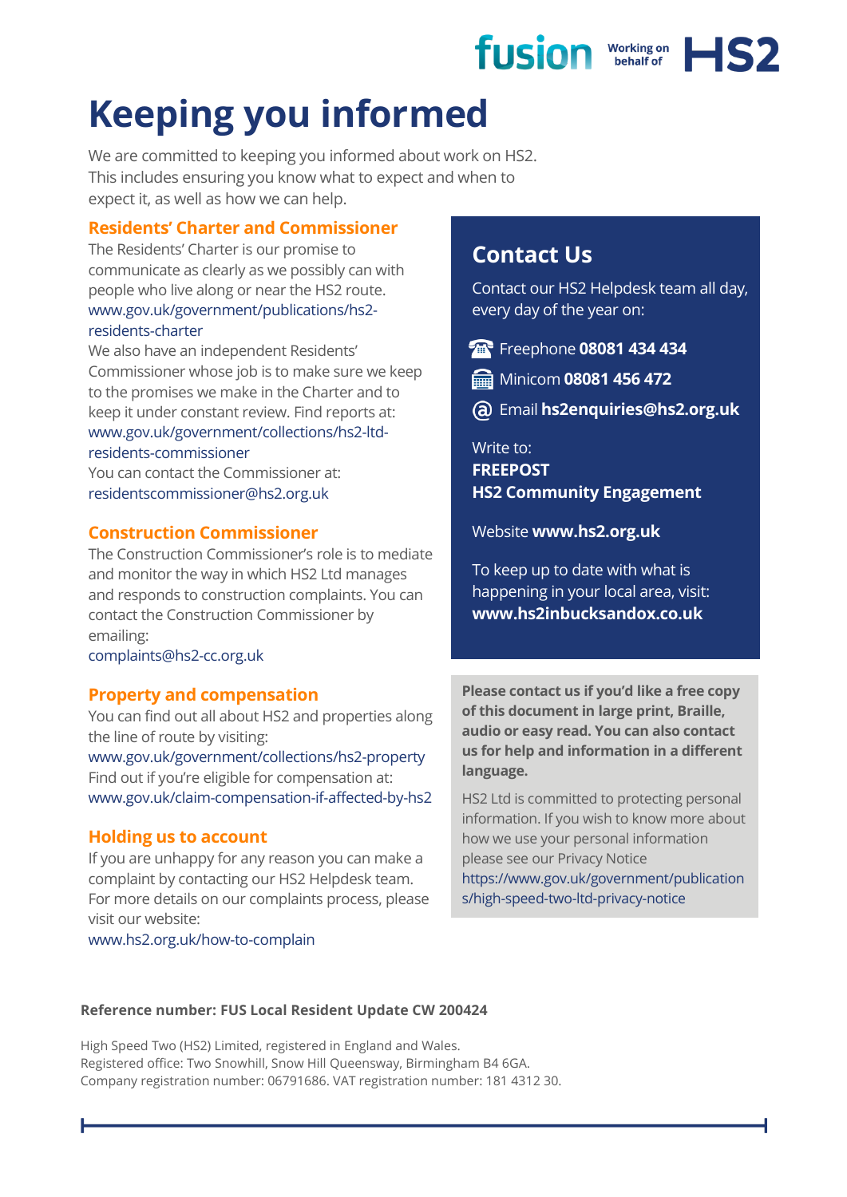# Keeping you informed

We are committed to keeping you informed about work on HS2. This includes ensuring you know what to expect and when to expect it, as well as how we can help.

### Residents' Charter and Commissioner

The Residents' Charter is our promise to communicate as clearly as we possibly can with people who live along or near the HS2 route.
www.gov.uk/government/publications/hs2-residents-charter
We also have an independent Residents' Commissioner whose job is to make sure we keep to the promises we make in the Charter and to keep it under constant review. Find reports at:
www.gov.uk/government/collections/hs2-ltd-residents-commissioner
You can contact the Commissioner at:
residentscommissioner@hs2.org.uk

### Construction Commissioner

The Construction Commissioner's role is to mediate and monitor the way in which HS2 Ltd manages and responds to construction complaints. You can contact the Construction Commissioner by emailing:
complaints@hs2-cc.org.uk

### Property and compensation

You can find out all about HS2 and properties along the line of route by visiting:
www.gov.uk/government/collections/hs2-property
Find out if you're eligible for compensation at:
www.gov.uk/claim-compensation-if-affected-by-hs2

### Holding us to account

If you are unhappy for any reason you can make a complaint by contacting our HS2 Helpdesk team. For more details on our complaints process, please visit our website:
www.hs2.org.uk/how-to-complain

## Contact Us

Contact our HS2 Helpdesk team all day, every day of the year on:

- Freephone **08081 434 434**
- Minicom **08081 456 472**
- Email **hs2enquiries@hs2.org.uk**

Write to:
**FREEPOST**
**HS2 Community Engagement**

Website **www.hs2.org.uk**

To keep up to date with what is happening in your local area, visit:
**www.hs2inbucksandox.co.uk**

**Please contact us if you'd like a free copy of this document in large print, Braille, audio or easy read. You can also contact us for help and information in a different language.**

HS2 Ltd is committed to protecting personal information. If you wish to know more about how we use your personal information please see our Privacy Notice https://www.gov.uk/government/publications/high-speed-two-ltd-privacy-notice

**Reference number: FUS Local Resident Update CW 200424**

High Speed Two (HS2) Limited, registered in England and Wales.
Registered office: Two Snowhill, Snow Hill Queensway, Birmingham B4 6GA.
Company registration number: 06791686. VAT registration number: 181 4312 30.